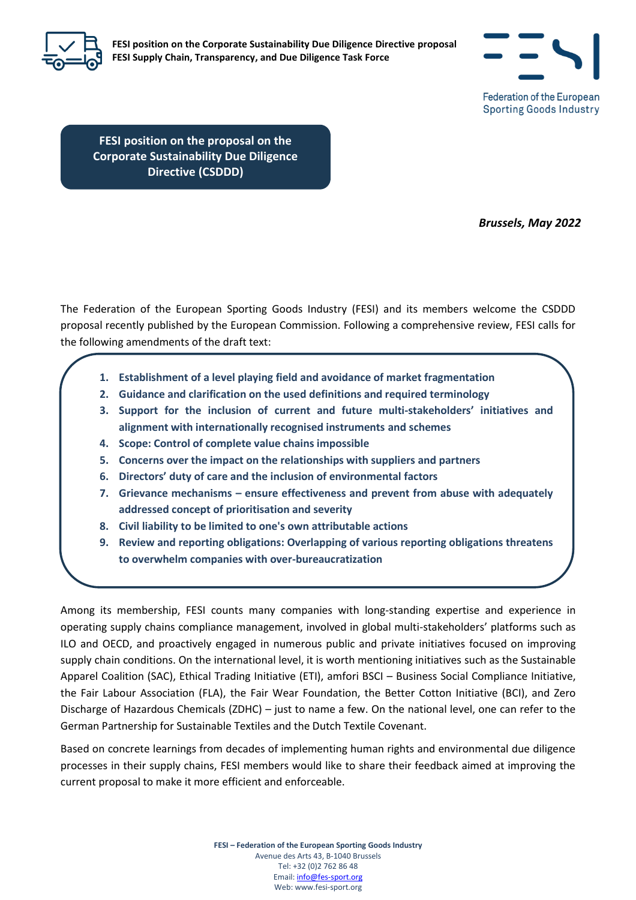# FESI position on the proposal on the Corporate Sustainability Due Diligence Directive (CSDDD)

***Brussels, May 2022***

The Federation of the European Sporting Goods Industry (FESI) and its members welcome the CSDDD proposal recently published by the European Commission. Following a comprehensive review, FESI calls for the following amendments of the draft text:

1. **Establishment of a level playing field and avoidance of market fragmentation**
2. **Guidance and clarification on the used definitions and required terminology**
3. **Support for the inclusion of current and future multi-stakeholders' initiatives and alignment with internationally recognised instruments and schemes**
4. **Scope: Control of complete value chains impossible**
5. **Concerns over the impact on the relationships with suppliers and partners**
6. **Directors' duty of care and the inclusion of environmental factors**
7. **Grievance mechanisms – ensure effectiveness and prevent from abuse with adequately addressed concept of prioritisation and severity**
8. **Civil liability to be limited to one's own attributable actions**
9. **Review and reporting obligations: Overlapping of various reporting obligations threatens to overwhelm companies with over-bureaucratization**

Among its membership, FESI counts many companies with long-standing expertise and experience in operating supply chains compliance management, involved in global multi-stakeholders' platforms such as ILO and OECD, and proactively engaged in numerous public and private initiatives focused on improving supply chain conditions. On the international level, it is worth mentioning initiatives such as the Sustainable Apparel Coalition (SAC), Ethical Trading Initiative (ETI), amfori BSCI – Business Social Compliance Initiative, the Fair Labour Association (FLA), the Fair Wear Foundation, the Better Cotton Initiative (BCI), and Zero Discharge of Hazardous Chemicals (ZDHC) – just to name a few. On the national level, one can refer to the German Partnership for Sustainable Textiles and the Dutch Textile Covenant.

Based on concrete learnings from decades of implementing human rights and environmental due diligence processes in their supply chains, FESI members would like to share their feedback aimed at improving the current proposal to make it more efficient and enforceable.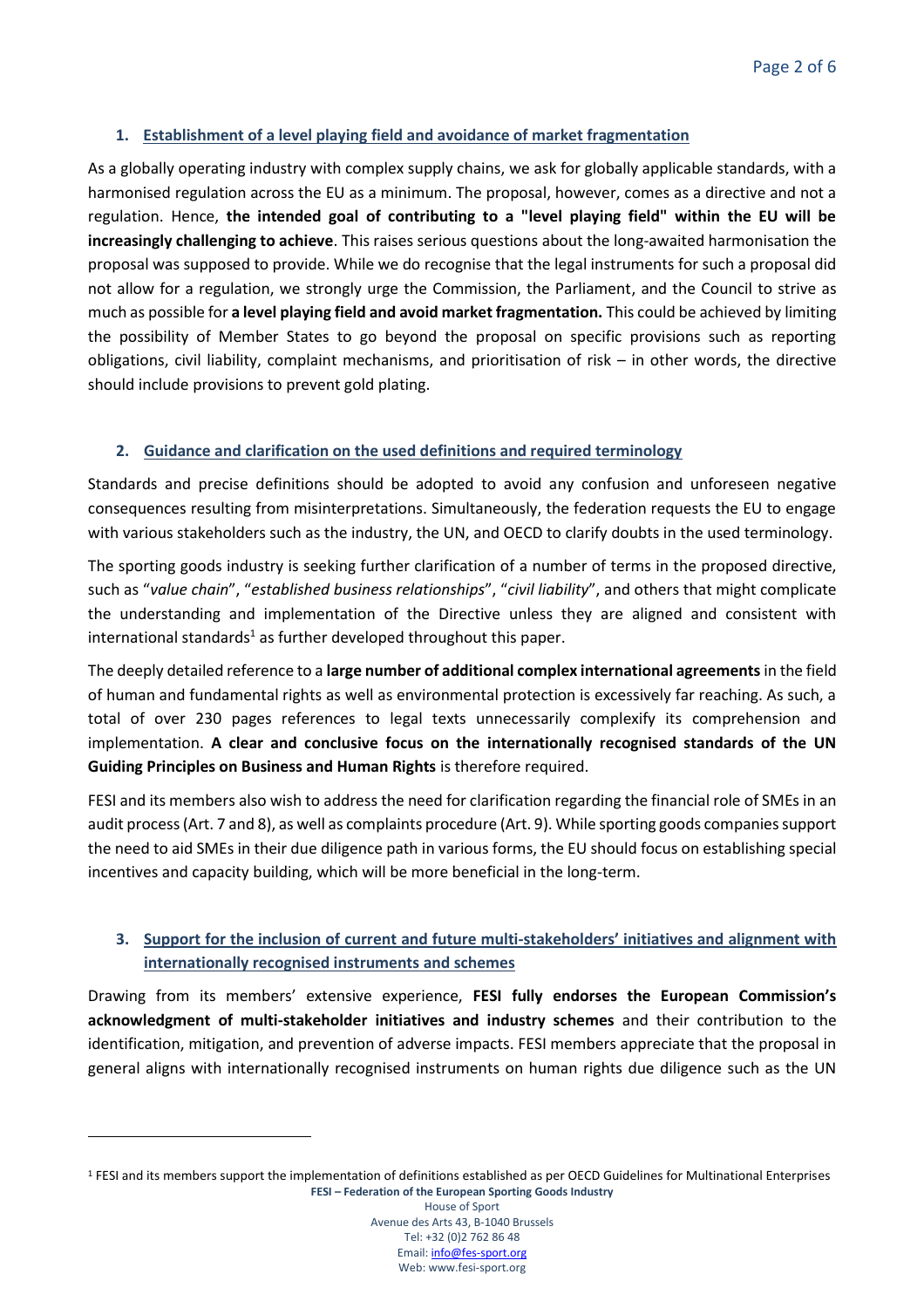## 1. Establishment of a level playing field and avoidance of market fragmentation

As a globally operating industry with complex supply chains, we ask for globally applicable standards, with a harmonised regulation across the EU as a minimum. The proposal, however, comes as a directive and not a regulation. Hence, **the intended goal of contributing to a "level playing field" within the EU will be increasingly challenging to achieve**. This raises serious questions about the long-awaited harmonisation the proposal was supposed to provide. While we do recognise that the legal instruments for such a proposal did not allow for a regulation, we strongly urge the Commission, the Parliament, and the Council to strive as much as possible for **a level playing field and avoid market fragmentation.** This could be achieved by limiting the possibility of Member States to go beyond the proposal on specific provisions such as reporting obligations, civil liability, complaint mechanisms, and prioritisation of risk – in other words, the directive should include provisions to prevent gold plating.

## 2. Guidance and clarification on the used definitions and required terminology

Standards and precise definitions should be adopted to avoid any confusion and unforeseen negative consequences resulting from misinterpretations. Simultaneously, the federation requests the EU to engage with various stakeholders such as the industry, the UN, and OECD to clarify doubts in the used terminology.

The sporting goods industry is seeking further clarification of a number of terms in the proposed directive, such as "*value chain*", "*established business relationships*", "*civil liability*", and others that might complicate the understanding and implementation of the Directive unless they are aligned and consistent with international standards[1] as further developed throughout this paper.

The deeply detailed reference to a **large number of additional complex international agreements** in the field of human and fundamental rights as well as environmental protection is excessively far reaching. As such, a total of over 230 pages references to legal texts unnecessarily complexify its comprehension and implementation. **A clear and conclusive focus on the internationally recognised standards of the UN Guiding Principles on Business and Human Rights** is therefore required.

FESI and its members also wish to address the need for clarification regarding the financial role of SMEs in an audit process (Art. 7 and 8), as well as complaints procedure (Art. 9). While sporting goods companies support the need to aid SMEs in their due diligence path in various forms, the EU should focus on establishing special incentives and capacity building, which will be more beneficial in the long-term.

## 3. Support for the inclusion of current and future multi-stakeholders' initiatives and alignment with internationally recognised instruments and schemes

Drawing from its members' extensive experience, **FESI fully endorses the European Commission's acknowledgment of multi-stakeholder initiatives and industry schemes** and their contribution to the identification, mitigation, and prevention of adverse impacts. FESI members appreciate that the proposal in general aligns with internationally recognised instruments on human rights due diligence such as the UN

[1] FESI and its members support the implementation of definitions established as per OECD Guidelines for Multinational Enterprises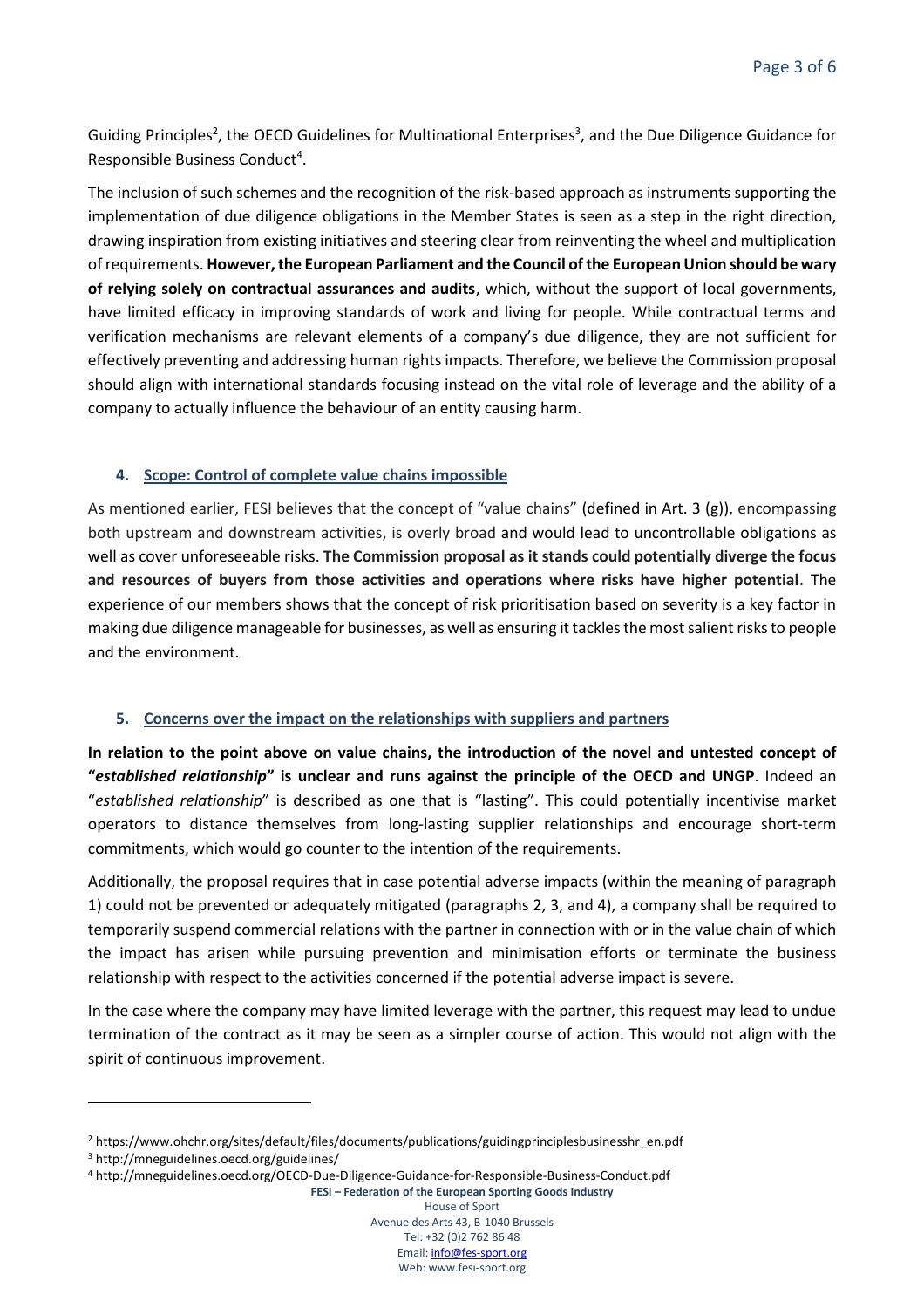Guiding Principles[2], the OECD Guidelines for Multinational Enterprises[3], and the Due Diligence Guidance for Responsible Business Conduct[4].

The inclusion of such schemes and the recognition of the risk-based approach as instruments supporting the implementation of due diligence obligations in the Member States is seen as a step in the right direction, drawing inspiration from existing initiatives and steering clear from reinventing the wheel and multiplication of requirements. **However, the European Parliament and the Council of the European Union should be wary of relying solely on contractual assurances and audits**, which, without the support of local governments, have limited efficacy in improving standards of work and living for people. While contractual terms and verification mechanisms are relevant elements of a company's due diligence, they are not sufficient for effectively preventing and addressing human rights impacts. Therefore, we believe the Commission proposal should align with international standards focusing instead on the vital role of leverage and the ability of a company to actually influence the behaviour of an entity causing harm.

### 4. Scope: Control of complete value chains impossible

As mentioned earlier, FESI believes that the concept of "value chains" (defined in Art. 3 (g)), encompassing both upstream and downstream activities, is overly broad and would lead to uncontrollable obligations as well as cover unforeseeable risks. **The Commission proposal as it stands could potentially diverge the focus and resources of buyers from those activities and operations where risks have higher potential**. The experience of our members shows that the concept of risk prioritisation based on severity is a key factor in making due diligence manageable for businesses, as well as ensuring it tackles the most salient risks to people and the environment.

### 5. Concerns over the impact on the relationships with suppliers and partners

**In relation to the point above on value chains, the introduction of the novel and untested concept of "*established relationship*" is unclear and runs against the principle of the OECD and UNGP**. Indeed an "*established relationship*" is described as one that is "lasting". This could potentially incentivise market operators to distance themselves from long-lasting supplier relationships and encourage short-term commitments, which would go counter to the intention of the requirements.

Additionally, the proposal requires that in case potential adverse impacts (within the meaning of paragraph 1) could not be prevented or adequately mitigated (paragraphs 2, 3, and 4), a company shall be required to temporarily suspend commercial relations with the partner in connection with or in the value chain of which the impact has arisen while pursuing prevention and minimisation efforts or terminate the business relationship with respect to the activities concerned if the potential adverse impact is severe.

In the case where the company may have limited leverage with the partner, this request may lead to undue termination of the contract as it may be seen as a simpler course of action. This would not align with the spirit of continuous improvement.

---

[2] https://www.ohchr.org/sites/default/files/documents/publications/guidingprinciplesbusinesshr_en.pdf

[3] http://mneguidelines.oecd.org/guidelines/

[4] http://mneguidelines.oecd.org/OECD-Due-Diligence-Guidance-for-Responsible-Business-Conduct.pdf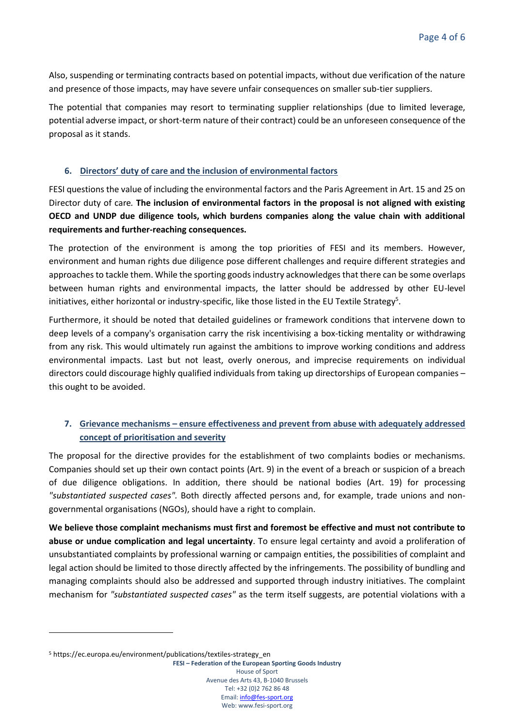Also, suspending or terminating contracts based on potential impacts, without due verification of the nature and presence of those impacts, may have severe unfair consequences on smaller sub-tier suppliers.

The potential that companies may resort to terminating supplier relationships (due to limited leverage, potential adverse impact, or short-term nature of their contract) could be an unforeseen consequence of the proposal as it stands.

## 6. Directors' duty of care and the inclusion of environmental factors

FESI questions the value of including the environmental factors and the Paris Agreement in Art. 15 and 25 on Director duty of care. **The inclusion of environmental factors in the proposal is not aligned with existing OECD and UNDP due diligence tools, which burdens companies along the value chain with additional requirements and further-reaching consequences.**

The protection of the environment is among the top priorities of FESI and its members. However, environment and human rights due diligence pose different challenges and require different strategies and approaches to tackle them. While the sporting goods industry acknowledges that there can be some overlaps between human rights and environmental impacts, the latter should be addressed by other EU-level initiatives, either horizontal or industry-specific, like those listed in the EU Textile Strategy[5].

Furthermore, it should be noted that detailed guidelines or framework conditions that intervene down to deep levels of a company's organisation carry the risk incentivising a box-ticking mentality or withdrawing from any risk. This would ultimately run against the ambitions to improve working conditions and address environmental impacts. Last but not least, overly onerous, and imprecise requirements on individual directors could discourage highly qualified individuals from taking up directorships of European companies – this ought to be avoided.

## 7. Grievance mechanisms – ensure effectiveness and prevent from abuse with adequately addressed concept of prioritisation and severity

The proposal for the directive provides for the establishment of two complaints bodies or mechanisms. Companies should set up their own contact points (Art. 9) in the event of a breach or suspicion of a breach of due diligence obligations. In addition, there should be national bodies (Art. 19) for processing *"substantiated suspected cases"*. Both directly affected persons and, for example, trade unions and non-governmental organisations (NGOs), should have a right to complain.

**We believe those complaint mechanisms must first and foremost be effective and must not contribute to abuse or undue complication and legal uncertainty**. To ensure legal certainty and avoid a proliferation of unsubstantiated complaints by professional warning or campaign entities, the possibilities of complaint and legal action should be limited to those directly affected by the infringements. The possibility of bundling and managing complaints should also be addressed and supported through industry initiatives. The complaint mechanism for *"substantiated suspected cases"* as the term itself suggests, are potential violations with a

---

[5] https://ec.europa.eu/environment/publications/textiles-strategy_en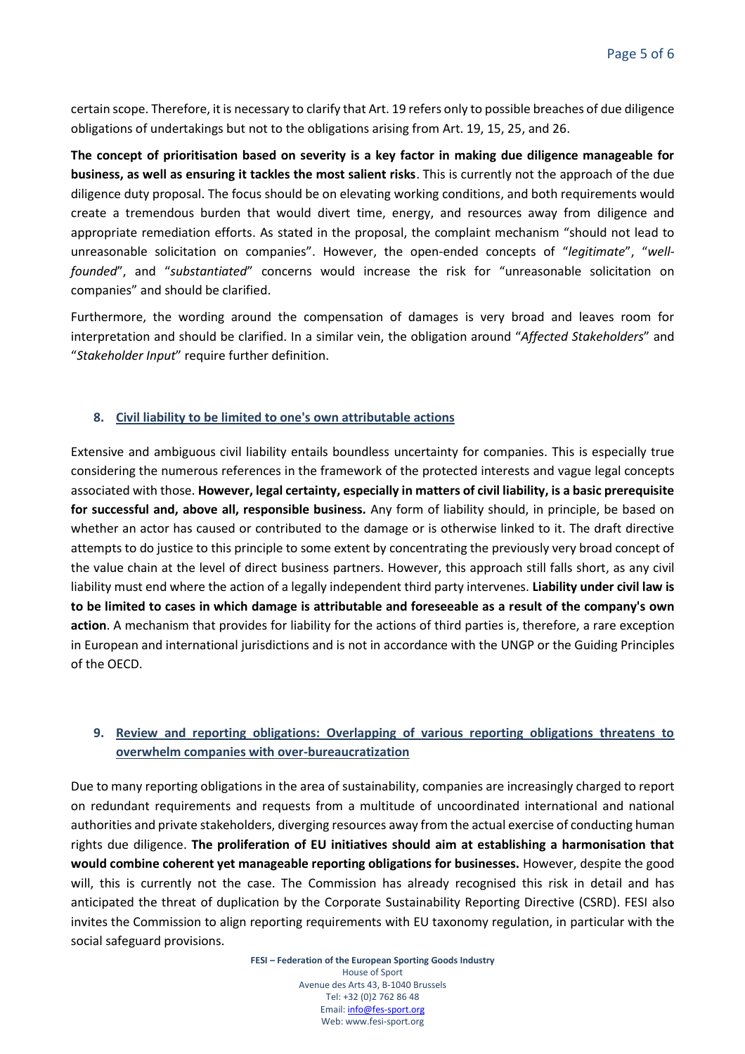certain scope. Therefore, it is necessary to clarify that Art. 19 refers only to possible breaches of due diligence obligations of undertakings but not to the obligations arising from Art. 19, 15, 25, and 26.

**The concept of prioritisation based on severity is a key factor in making due diligence manageable for business, as well as ensuring it tackles the most salient risks**. This is currently not the approach of the due diligence duty proposal. The focus should be on elevating working conditions, and both requirements would create a tremendous burden that would divert time, energy, and resources away from diligence and appropriate remediation efforts. As stated in the proposal, the complaint mechanism "should not lead to unreasonable solicitation on companies". However, the open-ended concepts of "*legitimate*", "*well-founded*", and "*substantiated*" concerns would increase the risk for "unreasonable solicitation on companies" and should be clarified.

Furthermore, the wording around the compensation of damages is very broad and leaves room for interpretation and should be clarified. In a similar vein, the obligation around "*Affected Stakeholders*" and "*Stakeholder Input*" require further definition.

## 8. Civil liability to be limited to one's own attributable actions

Extensive and ambiguous civil liability entails boundless uncertainty for companies. This is especially true considering the numerous references in the framework of the protected interests and vague legal concepts associated with those. **However, legal certainty, especially in matters of civil liability, is a basic prerequisite for successful and, above all, responsible business.** Any form of liability should, in principle, be based on whether an actor has caused or contributed to the damage or is otherwise linked to it. The draft directive attempts to do justice to this principle to some extent by concentrating the previously very broad concept of the value chain at the level of direct business partners. However, this approach still falls short, as any civil liability must end where the action of a legally independent third party intervenes. **Liability under civil law is to be limited to cases in which damage is attributable and foreseeable as a result of the company's own action**. A mechanism that provides for liability for the actions of third parties is, therefore, a rare exception in European and international jurisdictions and is not in accordance with the UNGP or the Guiding Principles of the OECD.

## 9. Review and reporting obligations: Overlapping of various reporting obligations threatens to overwhelm companies with over-bureaucratization

Due to many reporting obligations in the area of sustainability, companies are increasingly charged to report on redundant requirements and requests from a multitude of uncoordinated international and national authorities and private stakeholders, diverging resources away from the actual exercise of conducting human rights due diligence. **The proliferation of EU initiatives should aim at establishing a harmonisation that would combine coherent yet manageable reporting obligations for businesses.** However, despite the good will, this is currently not the case. The Commission has already recognised this risk in detail and has anticipated the threat of duplication by the Corporate Sustainability Reporting Directive (CSRD). FESI also invites the Commission to align reporting requirements with EU taxonomy regulation, in particular with the social safeguard provisions.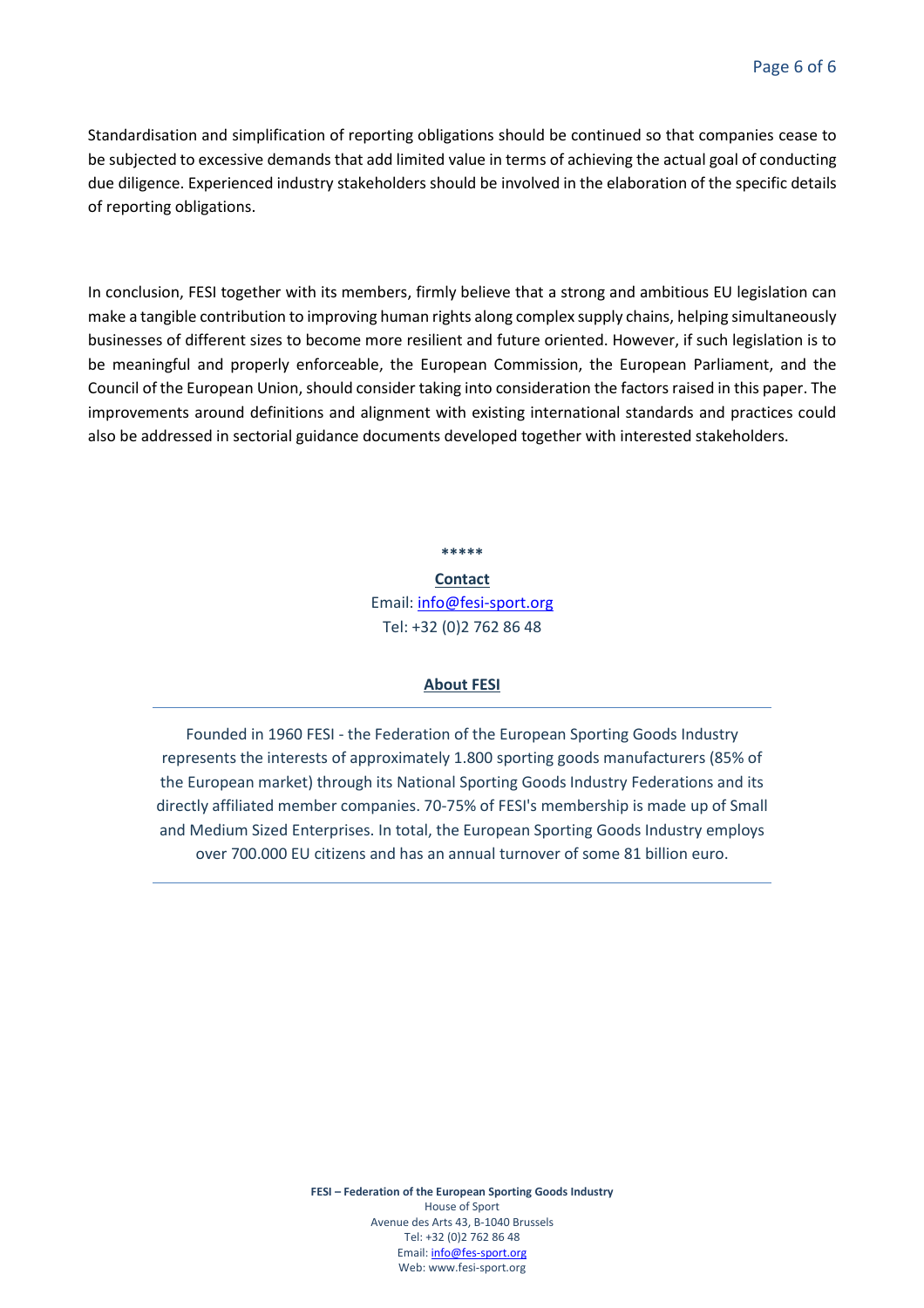Standardisation and simplification of reporting obligations should be continued so that companies cease to be subjected to excessive demands that add limited value in terms of achieving the actual goal of conducting due diligence. Experienced industry stakeholders should be involved in the elaboration of the specific details of reporting obligations.

In conclusion, FESI together with its members, firmly believe that a strong and ambitious EU legislation can make a tangible contribution to improving human rights along complex supply chains, helping simultaneously businesses of different sizes to become more resilient and future oriented. However, if such legislation is to be meaningful and properly enforceable, the European Commission, the European Parliament, and the Council of the European Union, should consider taking into consideration the factors raised in this paper. The improvements around definitions and alignment with existing international standards and practices could also be addressed in sectorial guidance documents developed together with interested stakeholders.

*****

**Contact**

Email: info@fesi-sport.org

Tel: +32 (0)2 762 86 48

**About FESI**

Founded in 1960 FESI - the Federation of the European Sporting Goods Industry represents the interests of approximately 1.800 sporting goods manufacturers (85% of the European market) through its National Sporting Goods Industry Federations and its directly affiliated member companies. 70-75% of FESI's membership is made up of Small and Medium Sized Enterprises. In total, the European Sporting Goods Industry employs over 700.000 EU citizens and has an annual turnover of some 81 billion euro.

**FESI – Federation of the European Sporting Goods Industry**
House of Sport
Avenue des Arts 43, B-1040 Brussels
Tel: +32 (0)2 762 86 48
Email: info@fes-sport.org
Web: www.fesi-sport.org